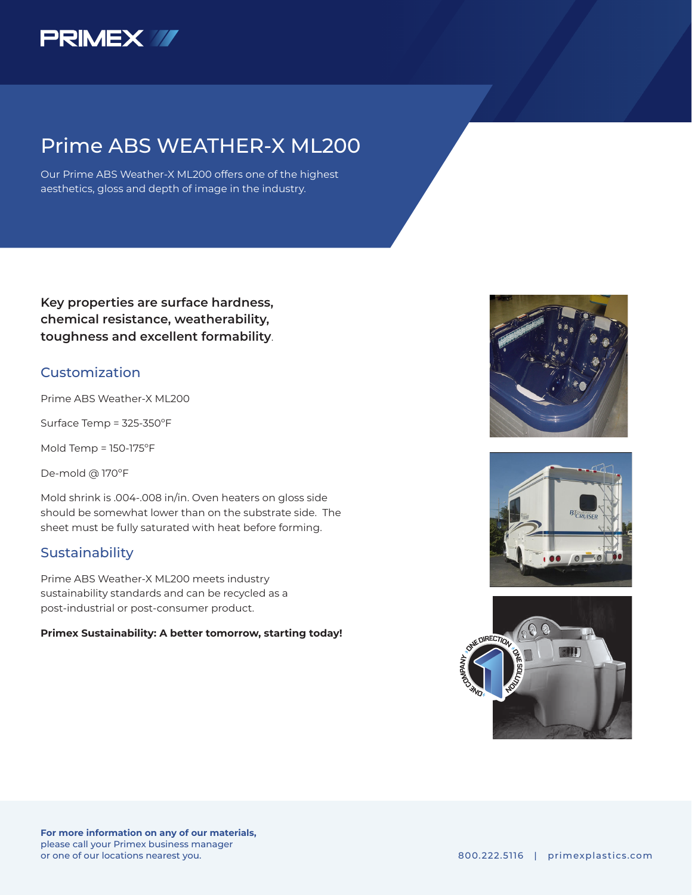# Prime ABS WEATHER-X ML200

Our Prime ABS Weather-X ML200 offers one of the highest aesthetics, gloss and depth of image in the industry.

**Key properties are surface hardness, chemical resistance, weatherability, toughness and excellent formability**.

## Customization

Prime ABS Weather-X ML200

Surface Temp = 325-350°F

Mold Temp = 150-175°F

De-mold @ 170°F

Mold shrink is .004-.008 in/in. Oven heaters on gloss side should be somewhat lower than on the substrate side. The sheet must be fully saturated with heat before forming.

## Sustainability

Prime ABS Weather-X ML200 meets industry sustainability standards and can be recycled as a post-industrial or post-consumer product.

**Primex Sustainability: A better tomorrow, starting today!**

**For more information on any of our materials,** please call your Primex business manager or one of our locations nearest you.

800.222.5116 | primexplastics.com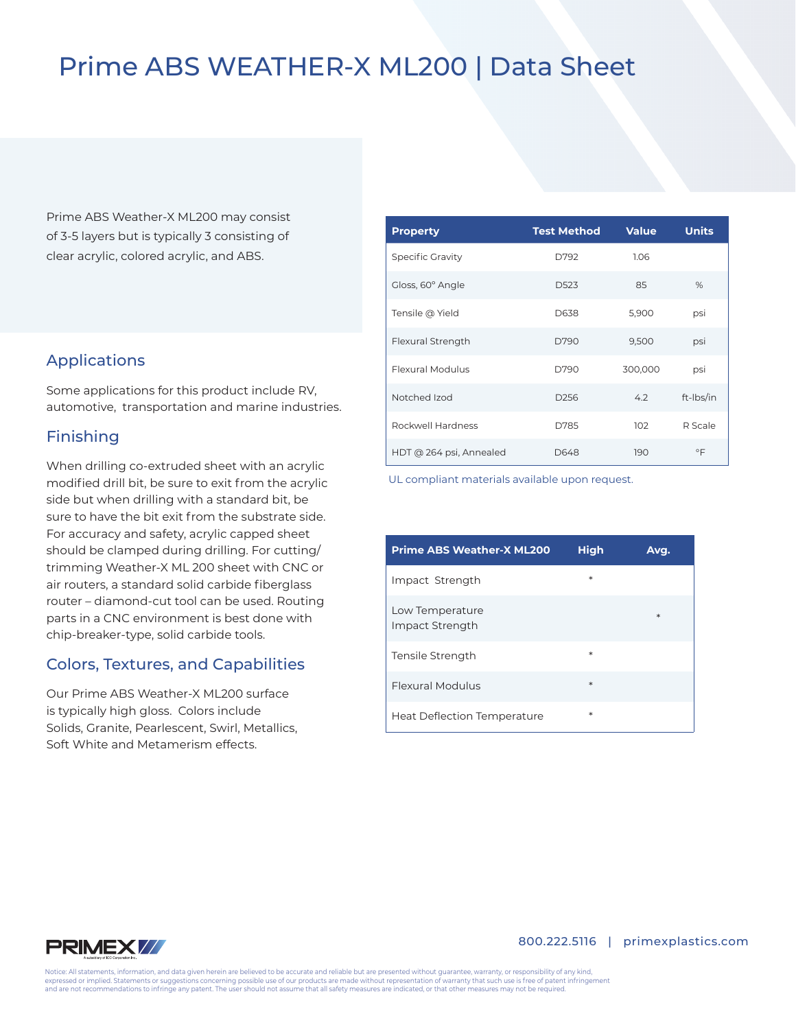# Prime ABS WEATHER-X ML200 | Data Sheet

Prime ABS Weather-X ML200 may consist of 3-5 layers but is typically 3 consisting of clear acrylic, colored acrylic, and ABS.

## Applications

Some applications for this product include RV, automotive, transportation and marine industries.

## Finishing

When drilling co-extruded sheet with an acrylic modified drill bit, be sure to exit from the acrylic side but when drilling with a standard bit, be sure to have the bit exit from the substrate side. For accuracy and safety, acrylic capped sheet should be clamped during drilling. For cutting/trimming Weather-X ML 200 sheet with CNC or air routers, a standard solid carbide fiberglass router – diamond-cut tool can be used. Routing parts in a CNC environment is best done with chip-breaker-type, solid carbide tools.

## Colors, Textures, and Capabilities

Our Prime ABS Weather-X ML200 surface is typically high gloss. Colors include Solids, Granite, Pearlescent, Swirl, Metallics, Soft White and Metamerism effects.

| Property | Test Method | Value | Units |
|---|---|---|---|
| Specific Gravity | D792 | 1.06 | |
| Gloss, 60° Angle | D523 | 85 | % |
| Tensile @ Yield | D638 | 5,900 | psi |
| Flexural Strength | D790 | 9,500 | psi |
| Flexural Modulus | D790 | 300,000 | psi |
| Notched Izod | D256 | 4.2 | ft-lbs/in |
| Rockwell Hardness | D785 | 102 | R Scale |
| HDT @ 264 psi, Annealed | D648 | 190 | °F |

UL compliant materials available upon request.

| Prime ABS Weather-X ML200 | High | Avg. |
|---|---|---|
| Impact Strength | * | |
| Low Temperature Impact Strength | | * |
| Tensile Strength | * | |
| Flexural Modulus | * | |
| Heat Deflection Temperature | * | |

800.222.5116 | primexplastics.com

Notice: All statements, information, and data given herein are believed to be accurate and reliable but are presented without guarantee, warranty, or responsibility of any kind, expressed or implied. Statements or suggestions concerning possible use of our products are made without representation of warranty that such use is free of patent infringement and are not recommendations to infringe any patent. The user should not assume that all safety measures are indicated, or that other measures may not be required.